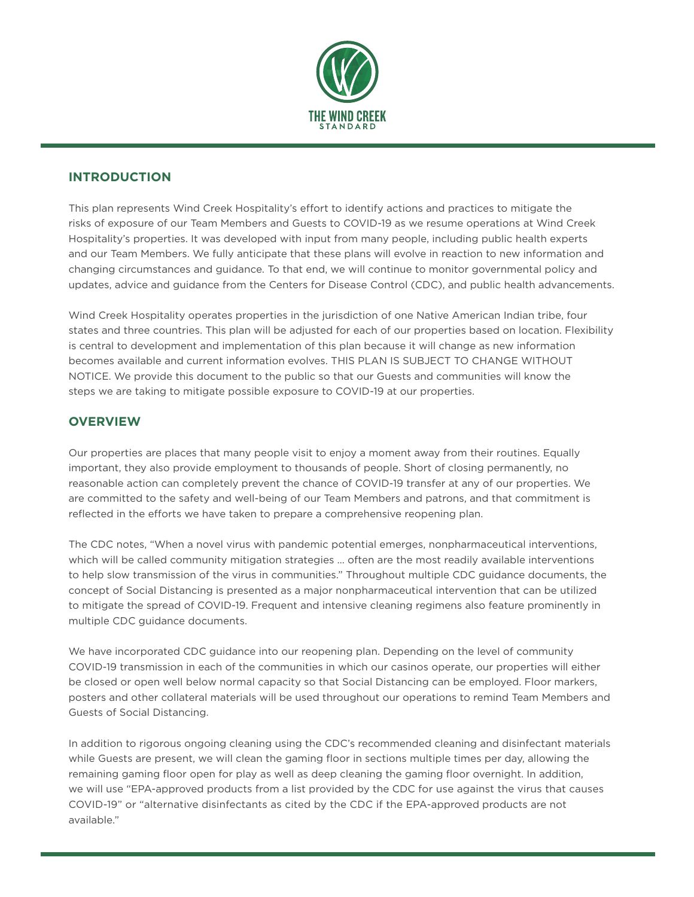THE WIND CREEK STANDARD

## INTRODUCTION

This plan represents Wind Creek Hospitality's effort to identify actions and practices to mitigate the risks of exposure of our Team Members and Guests to COVID-19 as we resume operations at Wind Creek Hospitality's properties. It was developed with input from many people, including public health experts and our Team Members. We fully anticipate that these plans will evolve in reaction to new information and changing circumstances and guidance. To that end, we will continue to monitor governmental policy and updates, advice and guidance from the Centers for Disease Control (CDC), and public health advancements.

Wind Creek Hospitality operates properties in the jurisdiction of one Native American Indian tribe, four states and three countries. This plan will be adjusted for each of our properties based on location. Flexibility is central to development and implementation of this plan because it will change as new information becomes available and current information evolves. THIS PLAN IS SUBJECT TO CHANGE WITHOUT NOTICE. We provide this document to the public so that our Guests and communities will know the steps we are taking to mitigate possible exposure to COVID-19 at our properties.

## OVERVIEW

Our properties are places that many people visit to enjoy a moment away from their routines. Equally important, they also provide employment to thousands of people. Short of closing permanently, no reasonable action can completely prevent the chance of COVID-19 transfer at any of our properties. We are committed to the safety and well-being of our Team Members and patrons, and that commitment is reflected in the efforts we have taken to prepare a comprehensive reopening plan.

The CDC notes, "When a novel virus with pandemic potential emerges, nonpharmaceutical interventions, which will be called community mitigation strategies ... often are the most readily available interventions to help slow transmission of the virus in communities." Throughout multiple CDC guidance documents, the concept of Social Distancing is presented as a major nonpharmaceutical intervention that can be utilized to mitigate the spread of COVID-19. Frequent and intensive cleaning regimens also feature prominently in multiple CDC guidance documents.

We have incorporated CDC guidance into our reopening plan. Depending on the level of community COVID-19 transmission in each of the communities in which our casinos operate, our properties will either be closed or open well below normal capacity so that Social Distancing can be employed. Floor markers, posters and other collateral materials will be used throughout our operations to remind Team Members and Guests of Social Distancing.

In addition to rigorous ongoing cleaning using the CDC's recommended cleaning and disinfectant materials while Guests are present, we will clean the gaming floor in sections multiple times per day, allowing the remaining gaming floor open for play as well as deep cleaning the gaming floor overnight. In addition, we will use "EPA-approved products from a list provided by the CDC for use against the virus that causes COVID-19" or "alternative disinfectants as cited by the CDC if the EPA-approved products are not available."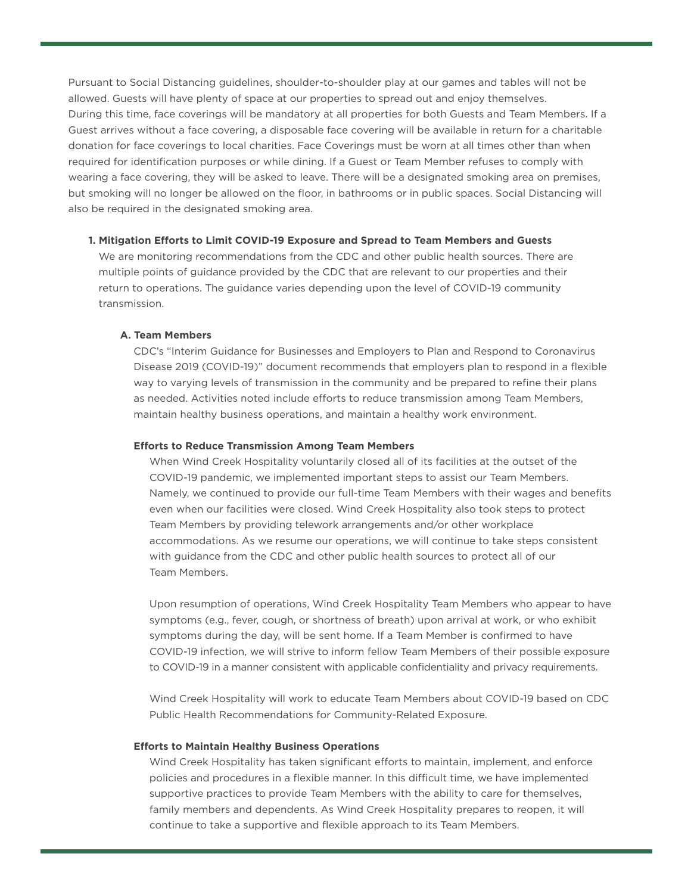Pursuant to Social Distancing guidelines, shoulder-to-shoulder play at our games and tables will not be allowed. Guests will have plenty of space at our properties to spread out and enjoy themselves. During this time, face coverings will be mandatory at all properties for both Guests and Team Members. If a Guest arrives without a face covering, a disposable face covering will be available in return for a charitable donation for face coverings to local charities. Face Coverings must be worn at all times other than when required for identification purposes or while dining. If a Guest or Team Member refuses to comply with wearing a face covering, they will be asked to leave. There will be a designated smoking area on premises, but smoking will no longer be allowed on the floor, in bathrooms or in public spaces. Social Distancing will also be required in the designated smoking area.

## 1. Mitigation Efforts to Limit COVID-19 Exposure and Spread to Team Members and Guests

We are monitoring recommendations from the CDC and other public health sources. There are multiple points of guidance provided by the CDC that are relevant to our properties and their return to operations. The guidance varies depending upon the level of COVID-19 community transmission.

### A. Team Members

CDC's "Interim Guidance for Businesses and Employers to Plan and Respond to Coronavirus Disease 2019 (COVID-19)" document recommends that employers plan to respond in a flexible way to varying levels of transmission in the community and be prepared to refine their plans as needed. Activities noted include efforts to reduce transmission among Team Members, maintain healthy business operations, and maintain a healthy work environment.

#### Efforts to Reduce Transmission Among Team Members

When Wind Creek Hospitality voluntarily closed all of its facilities at the outset of the COVID-19 pandemic, we implemented important steps to assist our Team Members. Namely, we continued to provide our full-time Team Members with their wages and benefits even when our facilities were closed. Wind Creek Hospitality also took steps to protect Team Members by providing telework arrangements and/or other workplace accommodations. As we resume our operations, we will continue to take steps consistent with guidance from the CDC and other public health sources to protect all of our Team Members.

Upon resumption of operations, Wind Creek Hospitality Team Members who appear to have symptoms (e.g., fever, cough, or shortness of breath) upon arrival at work, or who exhibit symptoms during the day, will be sent home. If a Team Member is confirmed to have COVID-19 infection, we will strive to inform fellow Team Members of their possible exposure to COVID-19 in a manner consistent with applicable confidentiality and privacy requirements.

Wind Creek Hospitality will work to educate Team Members about COVID-19 based on CDC Public Health Recommendations for Community-Related Exposure.

#### Efforts to Maintain Healthy Business Operations

Wind Creek Hospitality has taken significant efforts to maintain, implement, and enforce policies and procedures in a flexible manner. In this difficult time, we have implemented supportive practices to provide Team Members with the ability to care for themselves, family members and dependents. As Wind Creek Hospitality prepares to reopen, it will continue to take a supportive and flexible approach to its Team Members.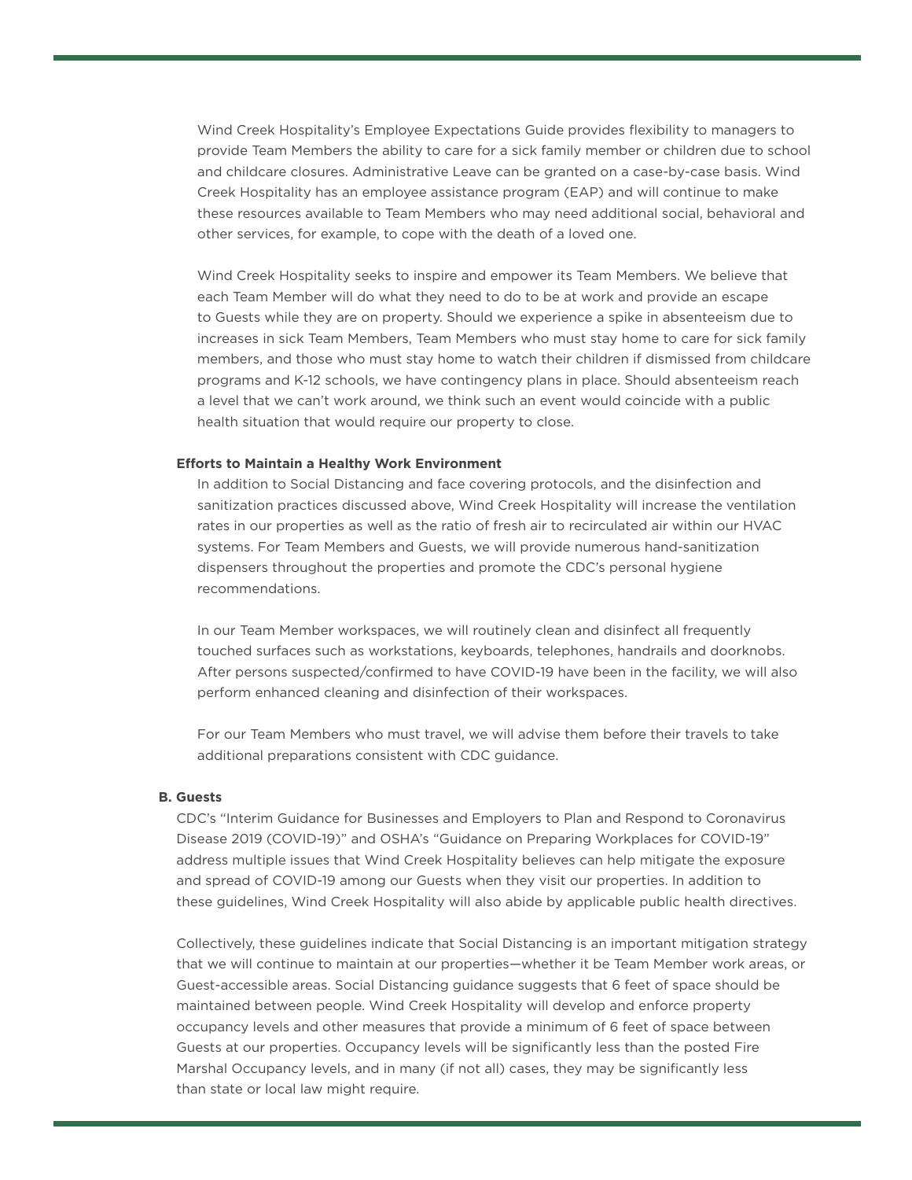Wind Creek Hospitality's Employee Expectations Guide provides flexibility to managers to provide Team Members the ability to care for a sick family member or children due to school and childcare closures. Administrative Leave can be granted on a case-by-case basis. Wind Creek Hospitality has an employee assistance program (EAP) and will continue to make these resources available to Team Members who may need additional social, behavioral and other services, for example, to cope with the death of a loved one.

Wind Creek Hospitality seeks to inspire and empower its Team Members. We believe that each Team Member will do what they need to do to be at work and provide an escape to Guests while they are on property. Should we experience a spike in absenteeism due to increases in sick Team Members, Team Members who must stay home to care for sick family members, and those who must stay home to watch their children if dismissed from childcare programs and K-12 schools, we have contingency plans in place. Should absenteeism reach a level that we can't work around, we think such an event would coincide with a public health situation that would require our property to close.

**Efforts to Maintain a Healthy Work Environment**

In addition to Social Distancing and face covering protocols, and the disinfection and sanitization practices discussed above, Wind Creek Hospitality will increase the ventilation rates in our properties as well as the ratio of fresh air to recirculated air within our HVAC systems. For Team Members and Guests, we will provide numerous hand-sanitization dispensers throughout the properties and promote the CDC's personal hygiene recommendations.

In our Team Member workspaces, we will routinely clean and disinfect all frequently touched surfaces such as workstations, keyboards, telephones, handrails and doorknobs. After persons suspected/confirmed to have COVID-19 have been in the facility, we will also perform enhanced cleaning and disinfection of their workspaces.

For our Team Members who must travel, we will advise them before their travels to take additional preparations consistent with CDC guidance.

**B. Guests**

CDC's "Interim Guidance for Businesses and Employers to Plan and Respond to Coronavirus Disease 2019 (COVID-19)" and OSHA's "Guidance on Preparing Workplaces for COVID-19" address multiple issues that Wind Creek Hospitality believes can help mitigate the exposure and spread of COVID-19 among our Guests when they visit our properties. In addition to these guidelines, Wind Creek Hospitality will also abide by applicable public health directives.

Collectively, these guidelines indicate that Social Distancing is an important mitigation strategy that we will continue to maintain at our properties—whether it be Team Member work areas, or Guest-accessible areas. Social Distancing guidance suggests that 6 feet of space should be maintained between people. Wind Creek Hospitality will develop and enforce property occupancy levels and other measures that provide a minimum of 6 feet of space between Guests at our properties. Occupancy levels will be significantly less than the posted Fire Marshal Occupancy levels, and in many (if not all) cases, they may be significantly less than state or local law might require.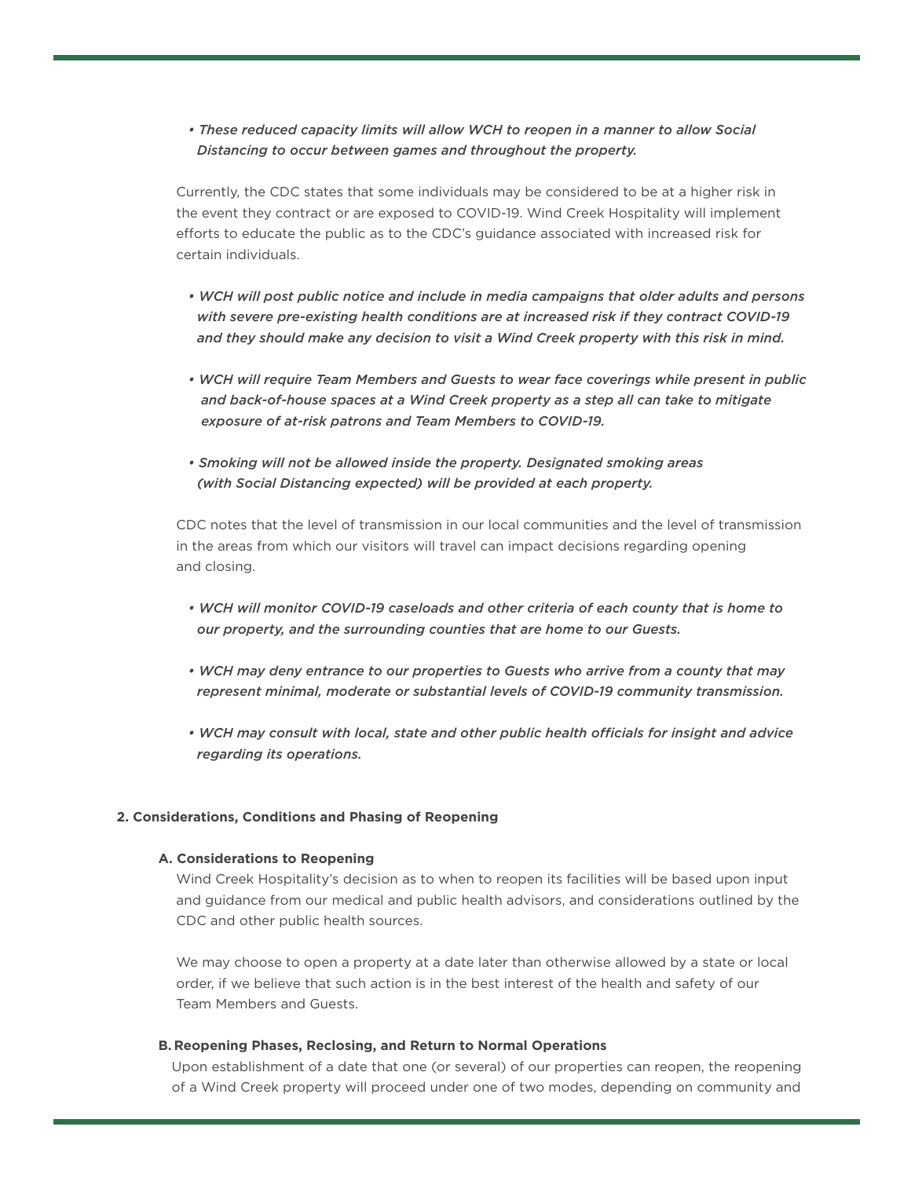- *These reduced capacity limits will allow WCH to reopen in a manner to allow Social Distancing to occur between games and throughout the property.*

Currently, the CDC states that some individuals may be considered to be at a higher risk in the event they contract or are exposed to COVID-19. Wind Creek Hospitality will implement efforts to educate the public as to the CDC's guidance associated with increased risk for certain individuals.

- *WCH will post public notice and include in media campaigns that older adults and persons with severe pre-existing health conditions are at increased risk if they contract COVID-19 and they should make any decision to visit a Wind Creek property with this risk in mind.*

- *WCH will require Team Members and Guests to wear face coverings while present in public and back-of-house spaces at a Wind Creek property as a step all can take to mitigate exposure of at-risk patrons and Team Members to COVID-19.*

- *Smoking will not be allowed inside the property. Designated smoking areas (with Social Distancing expected) will be provided at each property.*

CDC notes that the level of transmission in our local communities and the level of transmission in the areas from which our visitors will travel can impact decisions regarding opening and closing.

- *WCH will monitor COVID-19 caseloads and other criteria of each county that is home to our property, and the surrounding counties that are home to our Guests.*

- *WCH may deny entrance to our properties to Guests who arrive from a county that may represent minimal, moderate or substantial levels of COVID-19 community transmission.*

- *WCH may consult with local, state and other public health officials for insight and advice regarding its operations.*

## 2. Considerations, Conditions and Phasing of Reopening

### A. Considerations to Reopening

Wind Creek Hospitality's decision as to when to reopen its facilities will be based upon input and guidance from our medical and public health advisors, and considerations outlined by the CDC and other public health sources.

We may choose to open a property at a date later than otherwise allowed by a state or local order, if we believe that such action is in the best interest of the health and safety of our Team Members and Guests.

### B. Reopening Phases, Reclosing, and Return to Normal Operations

Upon establishment of a date that one (or several) of our properties can reopen, the reopening of a Wind Creek property will proceed under one of two modes, depending on community and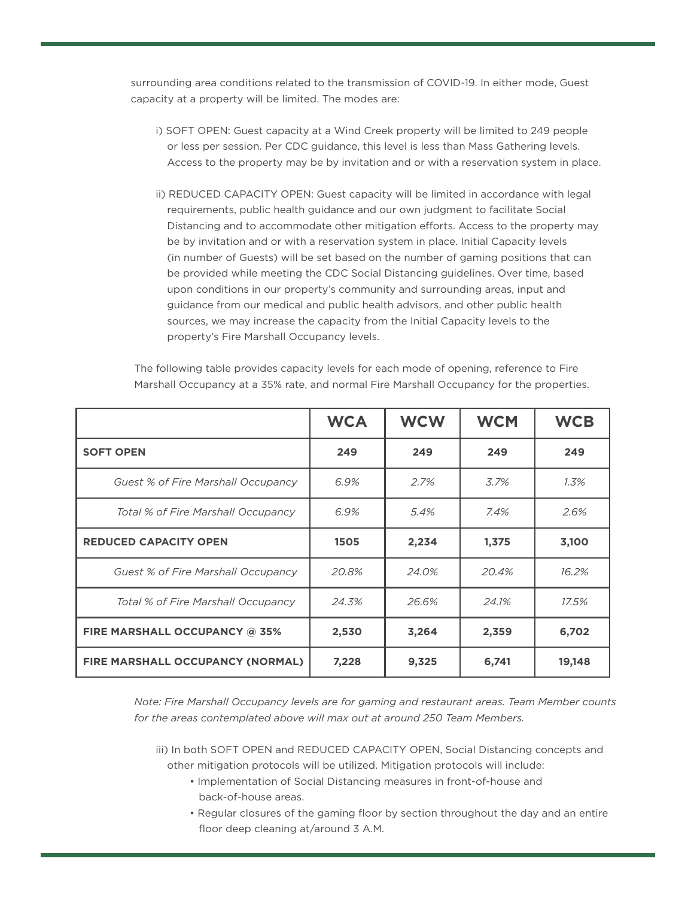surrounding area conditions related to the transmission of COVID-19. In either mode, Guest capacity at a property will be limited. The modes are:

i) SOFT OPEN: Guest capacity at a Wind Creek property will be limited to 249 people or less per session. Per CDC guidance, this level is less than Mass Gathering levels. Access to the property may be by invitation and or with a reservation system in place.

ii) REDUCED CAPACITY OPEN: Guest capacity will be limited in accordance with legal requirements, public health guidance and our own judgment to facilitate Social Distancing and to accommodate other mitigation efforts. Access to the property may be by invitation and or with a reservation system in place. Initial Capacity levels (in number of Guests) will be set based on the number of gaming positions that can be provided while meeting the CDC Social Distancing guidelines. Over time, based upon conditions in our property's community and surrounding areas, input and guidance from our medical and public health advisors, and other public health sources, we may increase the capacity from the Initial Capacity levels to the property's Fire Marshall Occupancy levels.

The following table provides capacity levels for each mode of opening, reference to Fire Marshall Occupancy at a 35% rate, and normal Fire Marshall Occupancy for the properties.

| | WCA | WCW | WCM | WCB |
|---|---|---|---|---|
| **SOFT OPEN** | **249** | **249** | **249** | **249** |
| *Guest % of Fire Marshall Occupancy* | *6.9%* | *2.7%* | *3.7%* | *1.3%* |
| *Total % of Fire Marshall Occupancy* | *6.9%* | *5.4%* | *7.4%* | *2.6%* |
| **REDUCED CAPACITY OPEN** | **1505** | **2,234** | **1,375** | **3,100** |
| *Guest % of Fire Marshall Occupancy* | *20.8%* | *24.0%* | *20.4%* | *16.2%* |
| *Total % of Fire Marshall Occupancy* | *24.3%* | *26.6%* | *24.1%* | *17.5%* |
| **FIRE MARSHALL OCCUPANCY @ 35%** | **2,530** | **3,264** | **2,359** | **6,702** |
| **FIRE MARSHALL OCCUPANCY (NORMAL)** | **7,228** | **9,325** | **6,741** | **19,148** |

*Note: Fire Marshall Occupancy levels are for gaming and restaurant areas. Team Member counts for the areas contemplated above will max out at around 250 Team Members.*

iii) In both SOFT OPEN and REDUCED CAPACITY OPEN, Social Distancing concepts and other mitigation protocols will be utilized. Mitigation protocols will include:

- Implementation of Social Distancing measures in front-of-house and back-of-house areas.
- Regular closures of the gaming floor by section throughout the day and an entire floor deep cleaning at/around 3 A.M.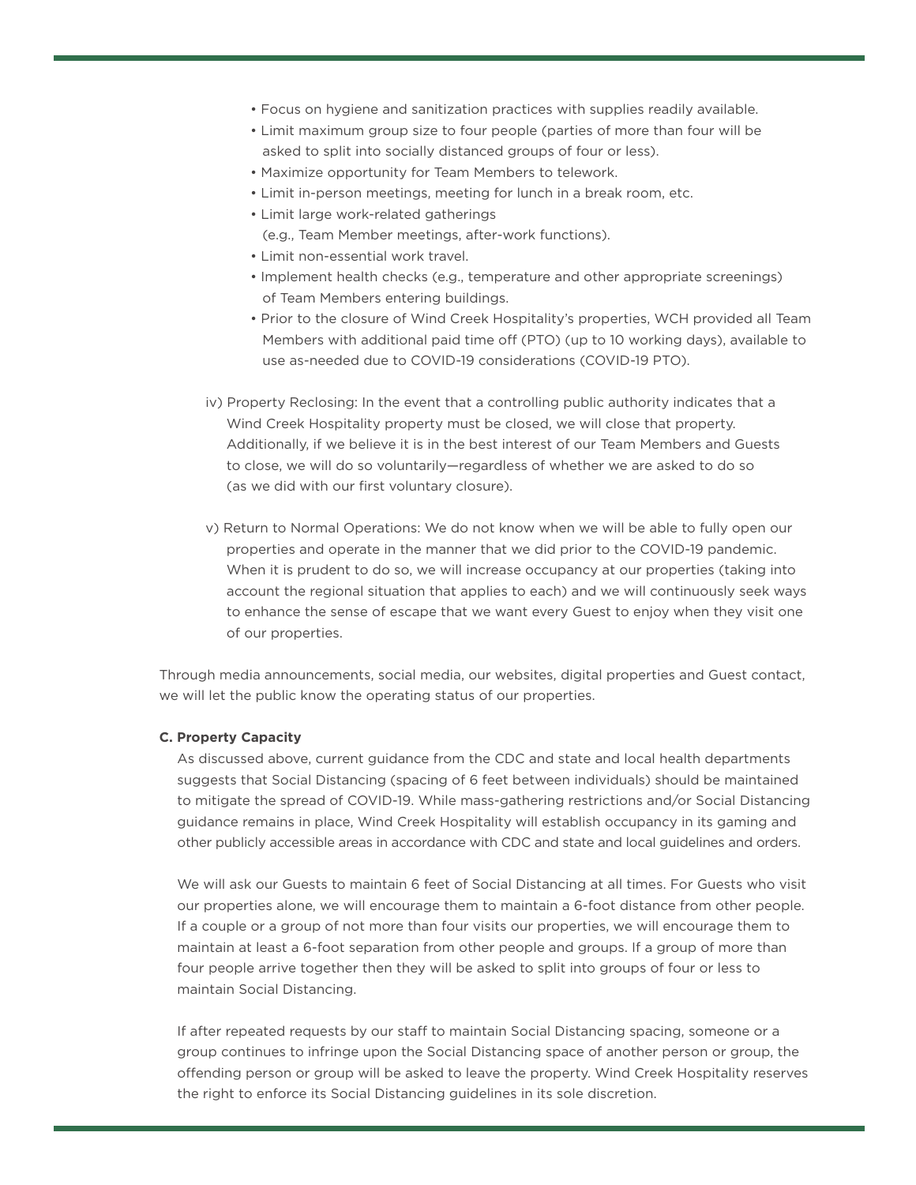- Focus on hygiene and sanitization practices with supplies readily available.
- Limit maximum group size to four people (parties of more than four will be asked to split into socially distanced groups of four or less).
- Maximize opportunity for Team Members to telework.
- Limit in-person meetings, meeting for lunch in a break room, etc.
- Limit large work-related gatherings (e.g., Team Member meetings, after-work functions).
- Limit non-essential work travel.
- Implement health checks (e.g., temperature and other appropriate screenings) of Team Members entering buildings.
- Prior to the closure of Wind Creek Hospitality's properties, WCH provided all Team Members with additional paid time off (PTO) (up to 10 working days), available to use as-needed due to COVID-19 considerations (COVID-19 PTO).

iv) Property Reclosing: In the event that a controlling public authority indicates that a Wind Creek Hospitality property must be closed, we will close that property. Additionally, if we believe it is in the best interest of our Team Members and Guests to close, we will do so voluntarily—regardless of whether we are asked to do so (as we did with our first voluntary closure).

v) Return to Normal Operations: We do not know when we will be able to fully open our properties and operate in the manner that we did prior to the COVID-19 pandemic. When it is prudent to do so, we will increase occupancy at our properties (taking into account the regional situation that applies to each) and we will continuously seek ways to enhance the sense of escape that we want every Guest to enjoy when they visit one of our properties.

Through media announcements, social media, our websites, digital properties and Guest contact, we will let the public know the operating status of our properties.

**C. Property Capacity**

As discussed above, current guidance from the CDC and state and local health departments suggests that Social Distancing (spacing of 6 feet between individuals) should be maintained to mitigate the spread of COVID-19. While mass-gathering restrictions and/or Social Distancing guidance remains in place, Wind Creek Hospitality will establish occupancy in its gaming and other publicly accessible areas in accordance with CDC and state and local guidelines and orders.

We will ask our Guests to maintain 6 feet of Social Distancing at all times. For Guests who visit our properties alone, we will encourage them to maintain a 6-foot distance from other people. If a couple or a group of not more than four visits our properties, we will encourage them to maintain at least a 6-foot separation from other people and groups. If a group of more than four people arrive together then they will be asked to split into groups of four or less to maintain Social Distancing.

If after repeated requests by our staff to maintain Social Distancing spacing, someone or a group continues to infringe upon the Social Distancing space of another person or group, the offending person or group will be asked to leave the property. Wind Creek Hospitality reserves the right to enforce its Social Distancing guidelines in its sole discretion.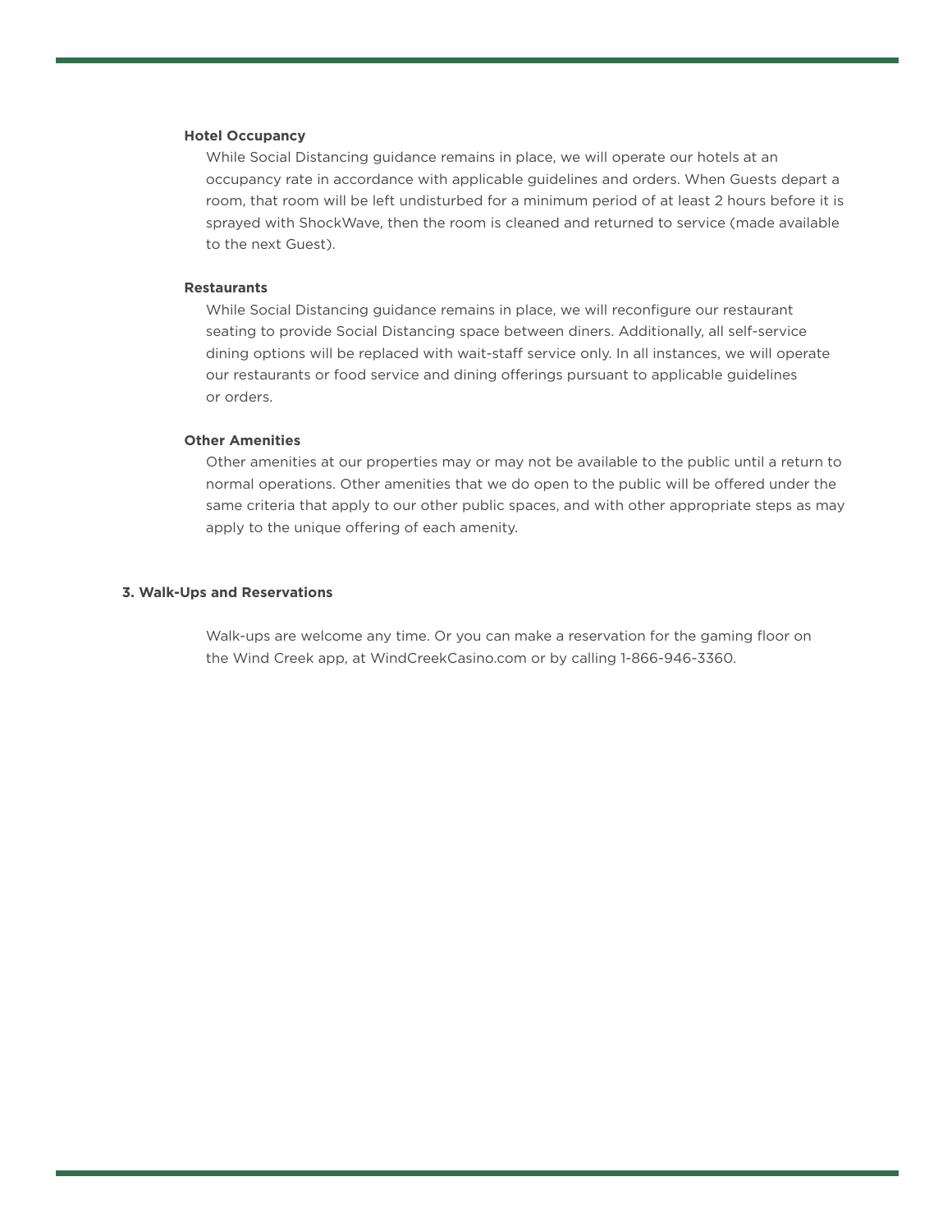**Hotel Occupancy**

While Social Distancing guidance remains in place, we will operate our hotels at an occupancy rate in accordance with applicable guidelines and orders. When Guests depart a room, that room will be left undisturbed for a minimum period of at least 2 hours before it is sprayed with ShockWave, then the room is cleaned and returned to service (made available to the next Guest).

**Restaurants**

While Social Distancing guidance remains in place, we will reconfigure our restaurant seating to provide Social Distancing space between diners. Additionally, all self-service dining options will be replaced with wait-staff service only. In all instances, we will operate our restaurants or food service and dining offerings pursuant to applicable guidelines or orders.

**Other Amenities**

Other amenities at our properties may or may not be available to the public until a return to normal operations. Other amenities that we do open to the public will be offered under the same criteria that apply to our other public spaces, and with other appropriate steps as may apply to the unique offering of each amenity.

## 3. Walk-Ups and Reservations

Walk-ups are welcome any time. Or you can make a reservation for the gaming floor on the Wind Creek app, at WindCreekCasino.com or by calling 1-866-946-3360.